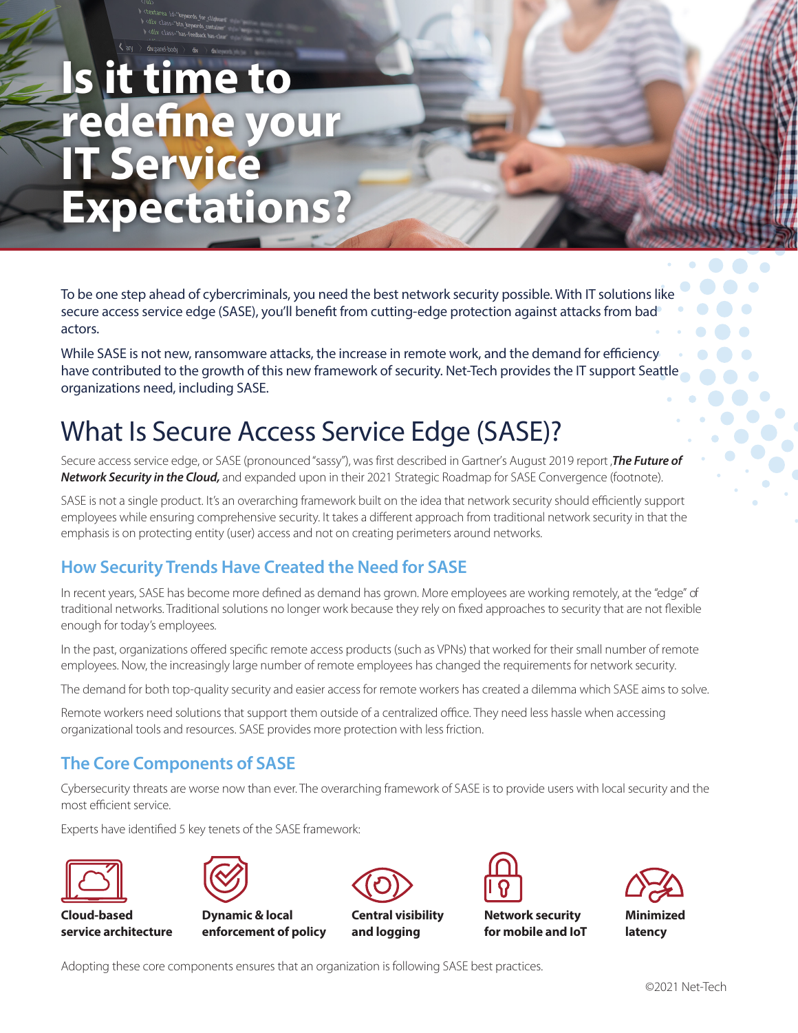# Is it time to redefine your IT Service Expectations?

To be one step ahead of cybercriminals, you need the best network security possible. With IT solutions like secure access service edge (SASE), you'll benefit from cutting-edge protection against attacks from bad actors.

While SASE is not new, ransomware attacks, the increase in remote work, and the demand for efficiency have contributed to the growth of this new framework of security. Net-Tech provides the IT support Seattle organizations need, including SASE.

## What Is Secure Access Service Edge (SASE)?

Secure access service edge, or SASE (pronounced "sassy"), was first described in Gartner's August 2019 report ,***The Future of Network Security in the Cloud,*** and expanded upon in their 2021 Strategic Roadmap for SASE Convergence (footnote).

SASE is not a single product. It's an overarching framework built on the idea that network security should efficiently support employees while ensuring comprehensive security. It takes a different approach from traditional network security in that the emphasis is on protecting entity (user) access and not on creating perimeters around networks.

### How Security Trends Have Created the Need for SASE

In recent years, SASE has become more defined as demand has grown. More employees are working remotely, at the "edge" of traditional networks. Traditional solutions no longer work because they rely on fixed approaches to security that are not flexible enough for today's employees.

In the past, organizations offered specific remote access products (such as VPNs) that worked for their small number of remote employees. Now, the increasingly large number of remote employees has changed the requirements for network security.

The demand for both top-quality security and easier access for remote workers has created a dilemma which SASE aims to solve.

Remote workers need solutions that support them outside of a centralized office. They need less hassle when accessing organizational tools and resources. SASE provides more protection with less friction.

### The Core Components of SASE

Cybersecurity threats are worse now than ever. The overarching framework of SASE is to provide users with local security and the most efficient service.

Experts have identified 5 key tenets of the SASE framework:

- **Cloud-based service architecture**
- **Dynamic & local enforcement of policy**
- **Central visibility and logging**
- **Network security for mobile and IoT**
- **Minimized latency**

Adopting these core components ensures that an organization is following SASE best practices.

©2021 Net-Tech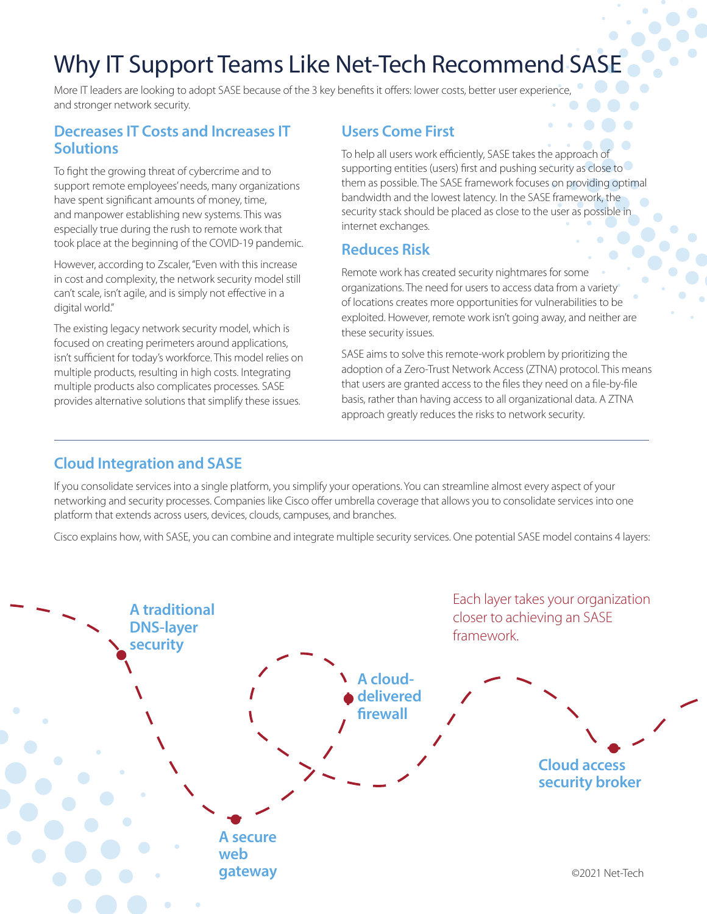# Why IT Support Teams Like Net-Tech Recommend SASE

More IT leaders are looking to adopt SASE because of the 3 key benefits it offers: lower costs, better user experience, and stronger network security.

## Decreases IT Costs and Increases IT Solutions

To fight the growing threat of cybercrime and to support remote employees' needs, many organizations have spent significant amounts of money, time, and manpower establishing new systems. This was especially true during the rush to remote work that took place at the beginning of the COVID-19 pandemic.

However, according to Zscaler, "Even with this increase in cost and complexity, the network security model still can't scale, isn't agile, and is simply not effective in a digital world."

The existing legacy network security model, which is focused on creating perimeters around applications, isn't sufficient for today's workforce. This model relies on multiple products, resulting in high costs. Integrating multiple products also complicates processes. SASE provides alternative solutions that simplify these issues.

## Users Come First

To help all users work efficiently, SASE takes the approach of supporting entities (users) first and pushing security as close to them as possible. The SASE framework focuses on providing optimal bandwidth and the lowest latency. In the SASE framework, the security stack should be placed as close to the user as possible in internet exchanges.

## Reduces Risk

Remote work has created security nightmares for some organizations. The need for users to access data from a variety of locations creates more opportunities for vulnerabilities to be exploited. However, remote work isn't going away, and neither are these security issues.

SASE aims to solve this remote-work problem by prioritizing the adoption of a Zero-Trust Network Access (ZTNA) protocol. This means that users are granted access to the files they need on a file-by-file basis, rather than having access to all organizational data. A ZTNA approach greatly reduces the risks to network security.

---

## Cloud Integration and SASE

If you consolidate services into a single platform, you simplify your operations. You can streamline almost every aspect of your networking and security processes. Companies like Cisco offer umbrella coverage that allows you to consolidate services into one platform that extends across users, devices, clouds, campuses, and branches.

Cisco explains how, with SASE, you can combine and integrate multiple security services. One potential SASE model contains 4 layers:

- **A traditional DNS-layer security**
- **A secure web gateway**
- **A cloud-delivered firewall**
- **Cloud access security broker**

Each layer takes your organization closer to achieving an SASE framework.

©2021 Net-Tech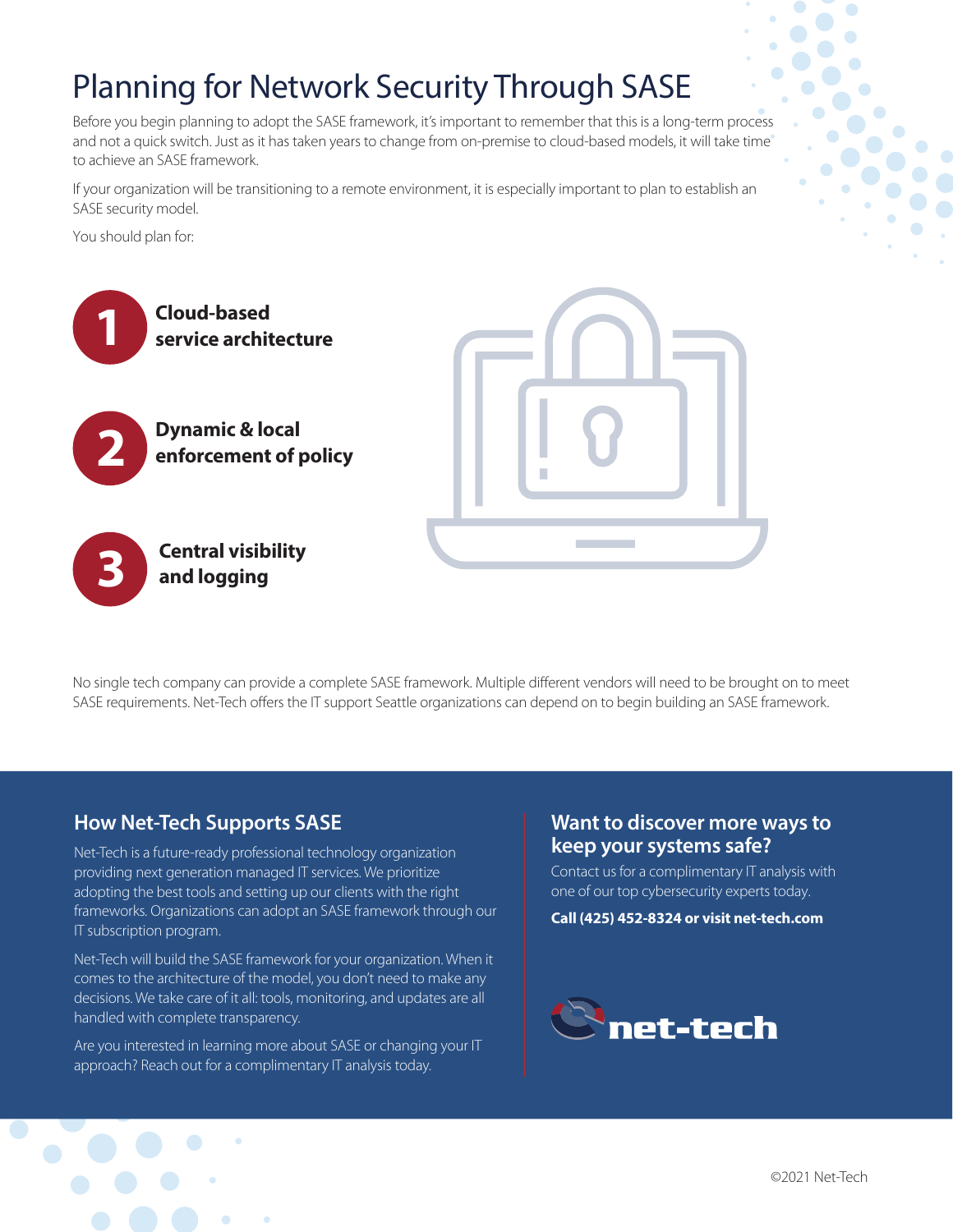# Planning for Network Security Through SASE

Before you begin planning to adopt the SASE framework, it's important to remember that this is a long-term process and not a quick switch. Just as it has taken years to change from on-premise to cloud-based models, it will take time to achieve an SASE framework.

If your organization will be transitioning to a remote environment, it is especially important to plan to establish an SASE security model.

You should plan for:

1. **Cloud-based service architecture**
2. **Dynamic & local enforcement of policy**
3. **Central visibility and logging**

No single tech company can provide a complete SASE framework. Multiple different vendors will need to be brought on to meet SASE requirements. Net-Tech offers the IT support Seattle organizations can depend on to begin building an SASE framework.

## How Net-Tech Supports SASE

Net-Tech is a future-ready professional technology organization providing next generation managed IT services. We prioritize adopting the best tools and setting up our clients with the right frameworks. Organizations can adopt an SASE framework through our IT subscription program.

Net-Tech will build the SASE framework for your organization. When it comes to the architecture of the model, you don't need to make any decisions. We take care of it all: tools, monitoring, and updates are all handled with complete transparency.

Are you interested in learning more about SASE or changing your IT approach? Reach out for a complimentary IT analysis today.

## Want to discover more ways to keep your systems safe?

Contact us for a complimentary IT analysis with one of our top cybersecurity experts today.

**Call (425) 452-8324 or visit net-tech.com**

net-tech

©2021 Net-Tech